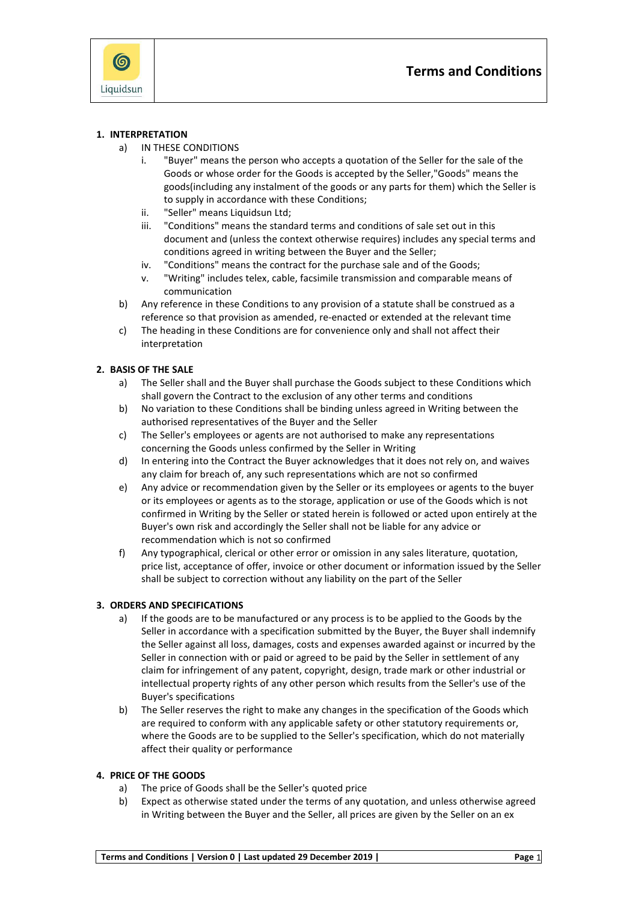# Terms and Conditions

## 1. INTERPRETATION

a) IN THESE CONDITIONS

   i. "Buyer" means the person who accepts a quotation of the Seller for the sale of the Goods or whose order for the Goods is accepted by the Seller,"Goods" means the goods(including any instalment of the goods or any parts for them) which the Seller is to supply in accordance with these Conditions;

   ii. "Seller" means Liquidsun Ltd;

   iii. "Conditions" means the standard terms and conditions of sale set out in this document and (unless the context otherwise requires) includes any special terms and conditions agreed in writing between the Buyer and the Seller;

   iv. "Conditions" means the contract for the purchase sale and of the Goods;

   v. "Writing" includes telex, cable, facsimile transmission and comparable means of communication

b) Any reference in these Conditions to any provision of a statute shall be construed as a reference so that provision as amended, re-enacted or extended at the relevant time

c) The heading in these Conditions are for convenience only and shall not affect their interpretation

## 2. BASIS OF THE SALE

a) The Seller shall and the Buyer shall purchase the Goods subject to these Conditions which shall govern the Contract to the exclusion of any other terms and conditions

b) No variation to these Conditions shall be binding unless agreed in Writing between the authorised representatives of the Buyer and the Seller

c) The Seller's employees or agents are not authorised to make any representations concerning the Goods unless confirmed by the Seller in Writing

d) In entering into the Contract the Buyer acknowledges that it does not rely on, and waives any claim for breach of, any such representations which are not so confirmed

e) Any advice or recommendation given by the Seller or its employees or agents to the buyer or its employees or agents as to the storage, application or use of the Goods which is not confirmed in Writing by the Seller or stated herein is followed or acted upon entirely at the Buyer's own risk and accordingly the Seller shall not be liable for any advice or recommendation which is not so confirmed

f) Any typographical, clerical or other error or omission in any sales literature, quotation, price list, acceptance of offer, invoice or other document or information issued by the Seller shall be subject to correction without any liability on the part of the Seller

## 3. ORDERS AND SPECIFICATIONS

a) If the goods are to be manufactured or any process is to be applied to the Goods by the Seller in accordance with a specification submitted by the Buyer, the Buyer shall indemnify the Seller against all loss, damages, costs and expenses awarded against or incurred by the Seller in connection with or paid or agreed to be paid by the Seller in settlement of any claim for infringement of any patent, copyright, design, trade mark or other industrial or intellectual property rights of any other person which results from the Seller's use of the Buyer's specifications

b) The Seller reserves the right to make any changes in the specification of the Goods which are required to conform with any applicable safety or other statutory requirements or, where the Goods are to be supplied to the Seller's specification, which do not materially affect their quality or performance

## 4. PRICE OF THE GOODS

a) The price of Goods shall be the Seller's quoted price

b) Expect as otherwise stated under the terms of any quotation, and unless otherwise agreed in Writing between the Buyer and the Seller, all prices are given by the Seller on an ex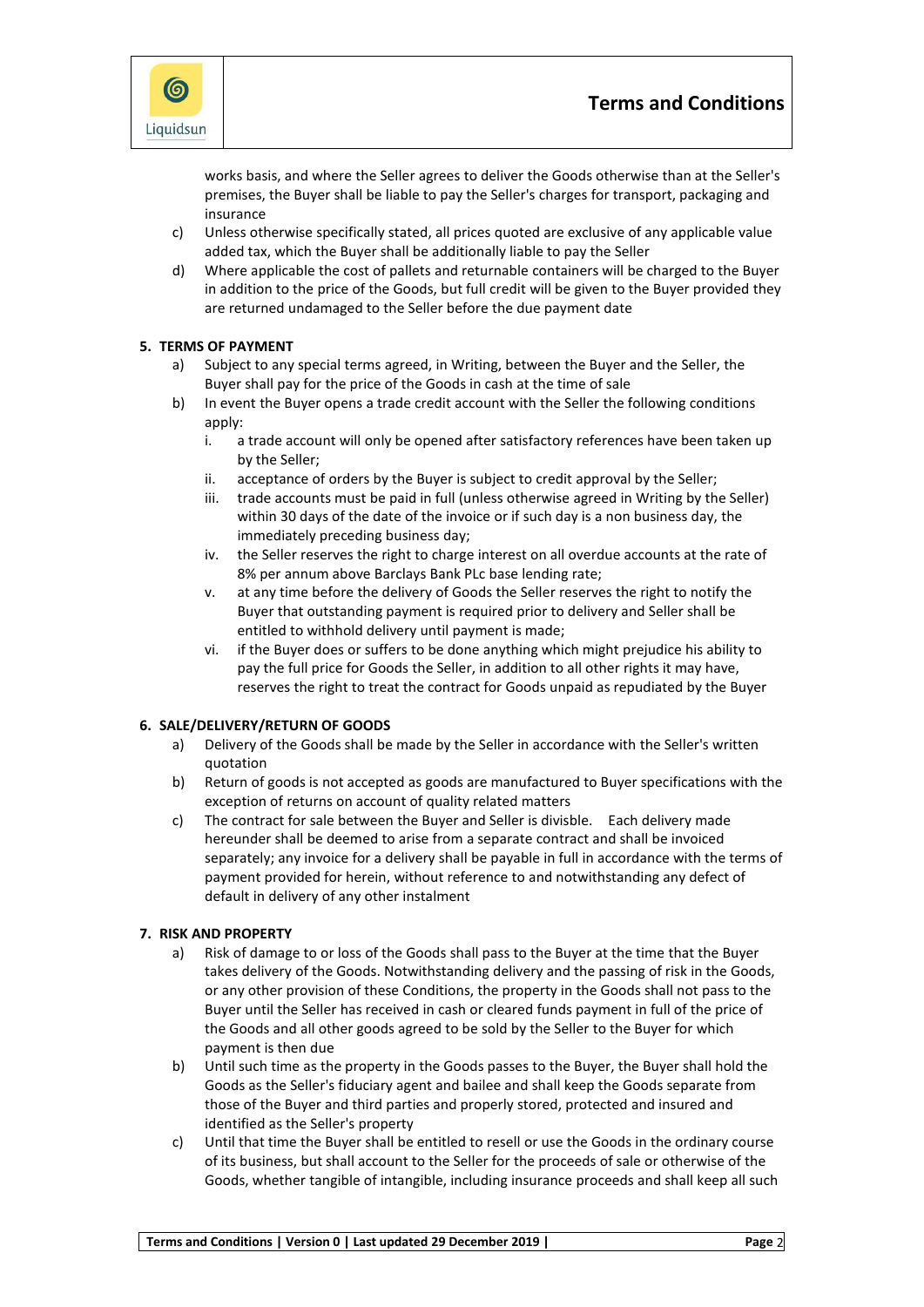works basis, and where the Seller agrees to deliver the Goods otherwise than at the Seller's premises, the Buyer shall be liable to pay the Seller's charges for transport, packaging and insurance

c) Unless otherwise specifically stated, all prices quoted are exclusive of any applicable value added tax, which the Buyer shall be additionally liable to pay the Seller

d) Where applicable the cost of pallets and returnable containers will be charged to the Buyer in addition to the price of the Goods, but full credit will be given to the Buyer provided they are returned undamaged to the Seller before the due payment date

## 5. TERMS OF PAYMENT

a) Subject to any special terms agreed, in Writing, between the Buyer and the Seller, the Buyer shall pay for the price of the Goods in cash at the time of sale

b) In event the Buyer opens a trade credit account with the Seller the following conditions apply:

   i. a trade account will only be opened after satisfactory references have been taken up by the Seller;

   ii. acceptance of orders by the Buyer is subject to credit approval by the Seller;

   iii. trade accounts must be paid in full (unless otherwise agreed in Writing by the Seller) within 30 days of the date of the invoice or if such day is a non business day, the immediately preceding business day;

   iv. the Seller reserves the right to charge interest on all overdue accounts at the rate of 8% per annum above Barclays Bank PLc base lending rate;

   v. at any time before the delivery of Goods the Seller reserves the right to notify the Buyer that outstanding payment is required prior to delivery and Seller shall be entitled to withhold delivery until payment is made;

   vi. if the Buyer does or suffers to be done anything which might prejudice his ability to pay the full price for Goods the Seller, in addition to all other rights it may have, reserves the right to treat the contract for Goods unpaid as repudiated by the Buyer

## 6. SALE/DELIVERY/RETURN OF GOODS

a) Delivery of the Goods shall be made by the Seller in accordance with the Seller's written quotation

b) Return of goods is not accepted as goods are manufactured to Buyer specifications with the exception of returns on account of quality related matters

c) The contract for sale between the Buyer and Seller is divisble. Each delivery made hereunder shall be deemed to arise from a separate contract and shall be invoiced separately; any invoice for a delivery shall be payable in full in accordance with the terms of payment provided for herein, without reference to and notwithstanding any defect of default in delivery of any other instalment

## 7. RISK AND PROPERTY

a) Risk of damage to or loss of the Goods shall pass to the Buyer at the time that the Buyer takes delivery of the Goods. Notwithstanding delivery and the passing of risk in the Goods, or any other provision of these Conditions, the property in the Goods shall not pass to the Buyer until the Seller has received in cash or cleared funds payment in full of the price of the Goods and all other goods agreed to be sold by the Seller to the Buyer for which payment is then due

b) Until such time as the property in the Goods passes to the Buyer, the Buyer shall hold the Goods as the Seller's fiduciary agent and bailee and shall keep the Goods separate from those of the Buyer and third parties and properly stored, protected and insured and identified as the Seller's property

c) Until that time the Buyer shall be entitled to resell or use the Goods in the ordinary course of its business, but shall account to the Seller for the proceeds of sale or otherwise of the Goods, whether tangible of intangible, including insurance proceeds and shall keep all such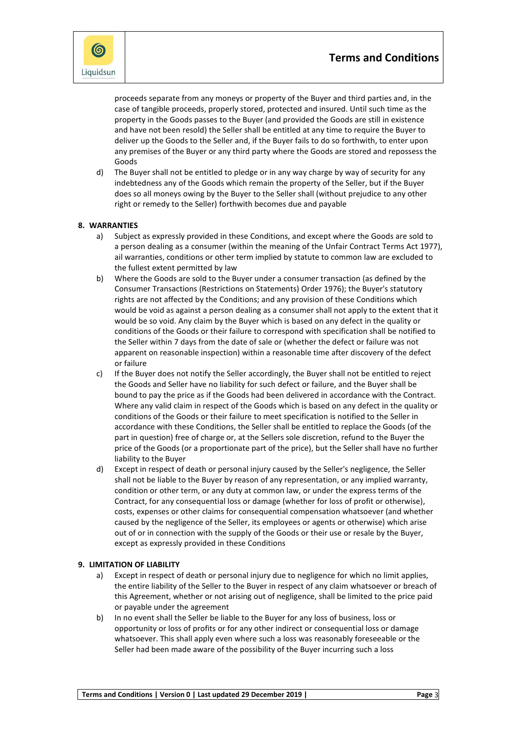proceeds separate from any moneys or property of the Buyer and third parties and, in the case of tangible proceeds, properly stored, protected and insured. Until such time as the property in the Goods passes to the Buyer (and provided the Goods are still in existence and have not been resold) the Seller shall be entitled at any time to require the Buyer to deliver up the Goods to the Seller and, if the Buyer fails to do so forthwith, to enter upon any premises of the Buyer or any third party where the Goods are stored and repossess the Goods

d) The Buyer shall not be entitled to pledge or in any way charge by way of security for any indebtedness any of the Goods which remain the property of the Seller, but if the Buyer does so all moneys owing by the Buyer to the Seller shall (without prejudice to any other right or remedy to the Seller) forthwith becomes due and payable

**8. WARRANTIES**

a) Subject as expressly provided in these Conditions, and except where the Goods are sold to a person dealing as a consumer (within the meaning of the Unfair Contract Terms Act 1977), ail warranties, conditions or other term implied by statute to common law are excluded to the fullest extent permitted by law

b) Where the Goods are sold to the Buyer under a consumer transaction (as defined by the Consumer Transactions (Restrictions on Statements) Order 1976); the Buyer's statutory rights are not affected by the Conditions; and any provision of these Conditions which would be void as against a person dealing as a consumer shall not apply to the extent that it would be so void. Any claim by the Buyer which is based on any defect in the quality or conditions of the Goods or their failure to correspond with specification shall be notified to the Seller within 7 days from the date of sale or (whether the defect or failure was not apparent on reasonable inspection) within a reasonable time after discovery of the defect or failure

c) If the Buyer does not notify the Seller accordingly, the Buyer shall not be entitled to reject the Goods and Seller have no liability for such defect or failure, and the Buyer shall be bound to pay the price as if the Goods had been delivered in accordance with the Contract. Where any valid claim in respect of the Goods which is based on any defect in the quality or conditions of the Goods or their failure to meet specification is notified to the Seller in accordance with these Conditions, the Seller shall be entitled to replace the Goods (of the part in question) free of charge or, at the Sellers sole discretion, refund to the Buyer the price of the Goods (or a proportionate part of the price), but the Seller shall have no further liability to the Buyer

d) Except in respect of death or personal injury caused by the Seller's negligence, the Seller shall not be liable to the Buyer by reason of any representation, or any implied warranty, condition or other term, or any duty at common law, or under the express terms of the Contract, for any consequential loss or damage (whether for loss of profit or otherwise), costs, expenses or other claims for consequential compensation whatsoever (and whether caused by the negligence of the Seller, its employees or agents or otherwise) which arise out of or in connection with the supply of the Goods or their use or resale by the Buyer, except as expressly provided in these Conditions

**9. LIMITATION OF LIABILITY**

a) Except in respect of death or personal injury due to negligence for which no limit applies, the entire liability of the Seller to the Buyer in respect of any claim whatsoever or breach of this Agreement, whether or not arising out of negligence, shall be limited to the price paid or payable under the agreement

b) In no event shall the Seller be liable to the Buyer for any loss of business, loss or opportunity or loss of profits or for any other indirect or consequential loss or damage whatsoever. This shall apply even where such a loss was reasonably foreseeable or the Seller had been made aware of the possibility of the Buyer incurring such a loss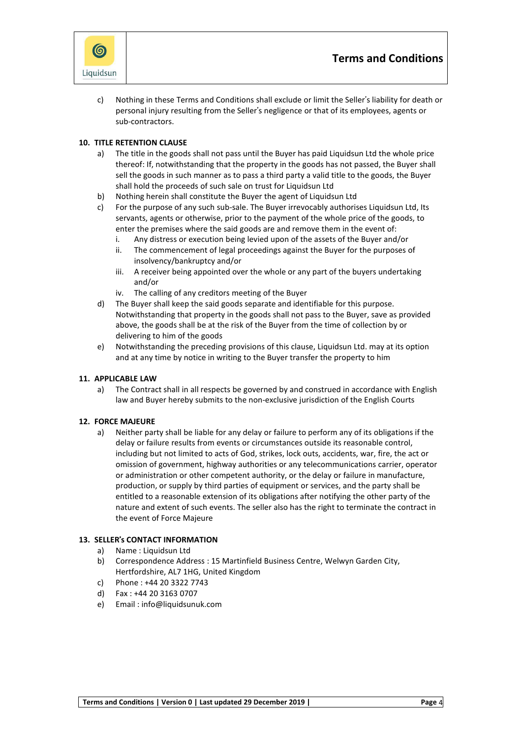c) Nothing in these Terms and Conditions shall exclude or limit the Seller's liability for death or personal injury resulting from the Seller's negligence or that of its employees, agents or sub-contractors.

## 10. TITLE RETENTION CLAUSE

a) The title in the goods shall not pass until the Buyer has paid Liquidsun Ltd the whole price thereof: If, notwithstanding that the property in the goods has not passed, the Buyer shall sell the goods in such manner as to pass a third party a valid title to the goods, the Buyer shall hold the proceeds of such sale on trust for Liquidsun Ltd

b) Nothing herein shall constitute the Buyer the agent of Liquidsun Ltd

c) For the purpose of any such sub-sale. The Buyer irrevocably authorises Liquidsun Ltd, Its servants, agents or otherwise, prior to the payment of the whole price of the goods, to enter the premises where the said goods are and remove them in the event of:

   i. Any distress or execution being levied upon of the assets of the Buyer and/or
   ii. The commencement of legal proceedings against the Buyer for the purposes of insolvency/bankruptcy and/or
   iii. A receiver being appointed over the whole or any part of the buyers undertaking and/or
   iv. The calling of any creditors meeting of the Buyer

d) The Buyer shall keep the said goods separate and identifiable for this purpose. Notwithstanding that property in the goods shall not pass to the Buyer, save as provided above, the goods shall be at the risk of the Buyer from the time of collection by or delivering to him of the goods

e) Notwithstanding the preceding provisions of this clause, Liquidsun Ltd. may at its option and at any time by notice in writing to the Buyer transfer the property to him

## 11. APPLICABLE LAW

a) The Contract shall in all respects be governed by and construed in accordance with English law and Buyer hereby submits to the non-exclusive jurisdiction of the English Courts

## 12. FORCE MAJEURE

a) Neither party shall be liable for any delay or failure to perform any of its obligations if the delay or failure results from events or circumstances outside its reasonable control, including but not limited to acts of God, strikes, lock outs, accidents, war, fire, the act or omission of government, highway authorities or any telecommunications carrier, operator or administration or other competent authority, or the delay or failure in manufacture, production, or supply by third parties of equipment or services, and the party shall be entitled to a reasonable extension of its obligations after notifying the other party of the nature and extent of such events. The seller also has the right to terminate the contract in the event of Force Majeure

## 13. SELLER's CONTACT INFORMATION

a) Name : Liquidsun Ltd

b) Correspondence Address : 15 Martinfield Business Centre, Welwyn Garden City, Hertfordshire, AL7 1HG, United Kingdom

c) Phone : +44 20 3322 7743

d) Fax : +44 20 3163 0707

e) Email : info@liquidsunuk.com